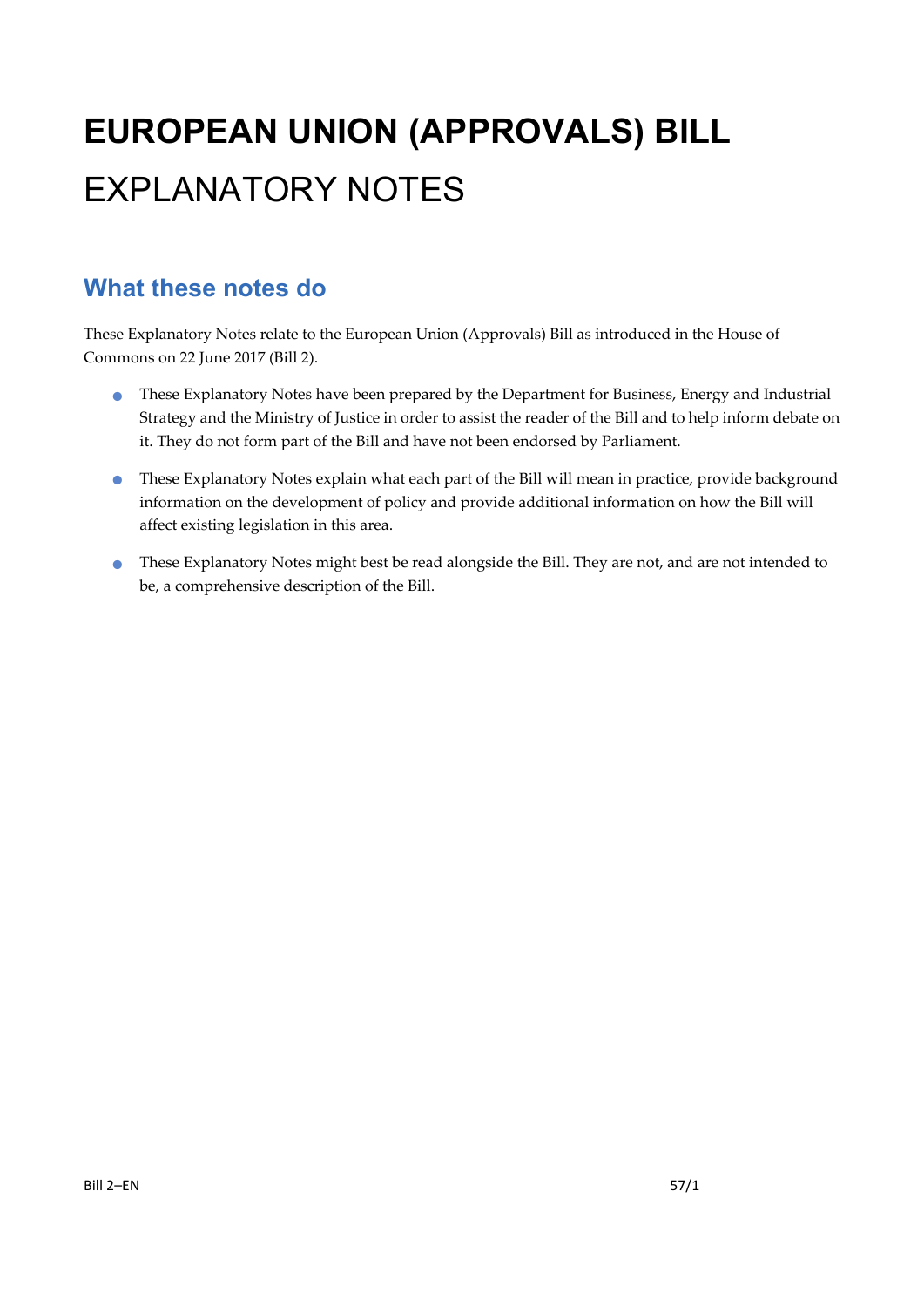# EUROPEAN UNION (APPROVALS) BILL

# EXPLANATORY NOTES

## What these notes do

These Explanatory Notes relate to the European Union (Approvals) Bill as introduced in the House of Commons on 22 June 2017 (Bill 2).

- These Explanatory Notes have been prepared by the Department for Business, Energy and Industrial Strategy and the Ministry of Justice in order to assist the reader of the Bill and to help inform debate on it. They do not form part of the Bill and have not been endorsed by Parliament.
- These Explanatory Notes explain what each part of the Bill will mean in practice, provide background information on the development of policy and provide additional information on how the Bill will affect existing legislation in this area.
- These Explanatory Notes might best be read alongside the Bill. They are not, and are not intended to be, a comprehensive description of the Bill.

Bill 2–EN 57/1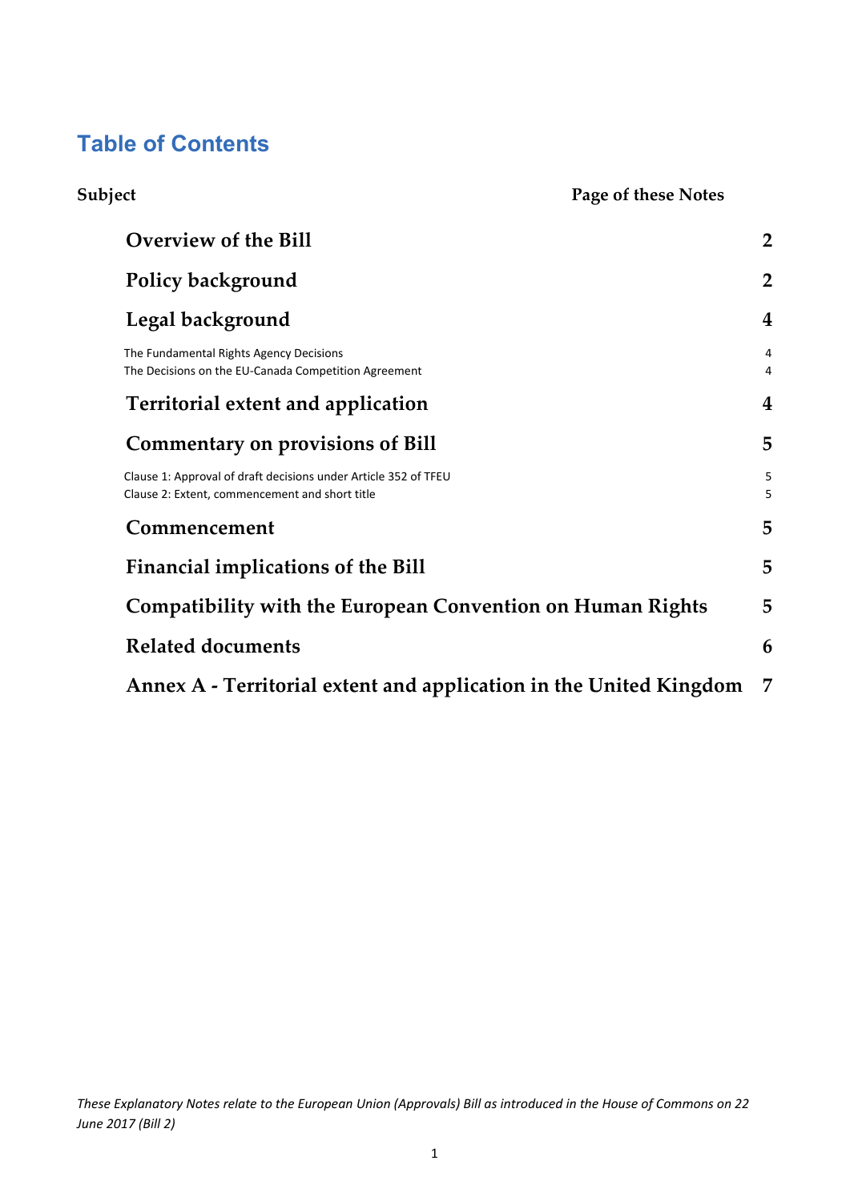# Table of Contents

| Subject | Page of these Notes |
|---|---|
| **Overview of the Bill** | **2** |
| **Policy background** | **2** |
| **Legal background** | **4** |
| The Fundamental Rights Agency Decisions | 4 |
| The Decisions on the EU-Canada Competition Agreement | 4 |
| **Territorial extent and application** | **4** |
| **Commentary on provisions of Bill** | **5** |
| Clause 1: Approval of draft decisions under Article 352 of TFEU | 5 |
| Clause 2: Extent, commencement and short title | 5 |
| **Commencement** | **5** |
| **Financial implications of the Bill** | **5** |
| **Compatibility with the European Convention on Human Rights** | **5** |
| **Related documents** | **6** |
| **Annex A - Territorial extent and application in the United Kingdom** | **7** |

*These Explanatory Notes relate to the European Union (Approvals) Bill as introduced in the House of Commons on 22 June 2017 (Bill 2)*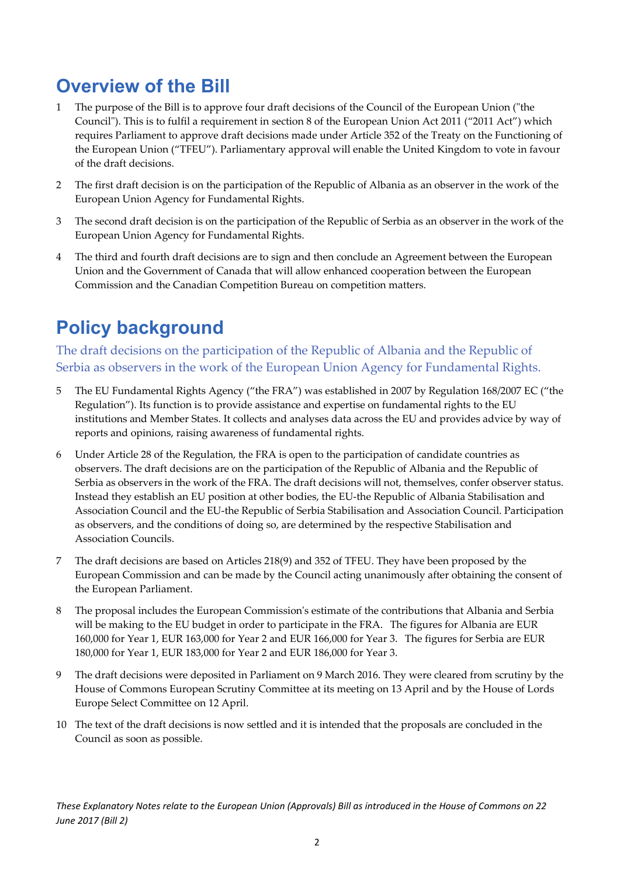## Overview of the Bill

1 The purpose of the Bill is to approve four draft decisions of the Council of the European Union ("the Council"). This is to fulfil a requirement in section 8 of the European Union Act 2011 ("2011 Act") which requires Parliament to approve draft decisions made under Article 352 of the Treaty on the Functioning of the European Union ("TFEU"). Parliamentary approval will enable the United Kingdom to vote in favour of the draft decisions.

2 The first draft decision is on the participation of the Republic of Albania as an observer in the work of the European Union Agency for Fundamental Rights.

3 The second draft decision is on the participation of the Republic of Serbia as an observer in the work of the European Union Agency for Fundamental Rights.

4 The third and fourth draft decisions are to sign and then conclude an Agreement between the European Union and the Government of Canada that will allow enhanced cooperation between the European Commission and the Canadian Competition Bureau on competition matters.

## Policy background

### The draft decisions on the participation of the Republic of Albania and the Republic of Serbia as observers in the work of the European Union Agency for Fundamental Rights.

5 The EU Fundamental Rights Agency ("the FRA") was established in 2007 by Regulation 168/2007 EC ("the Regulation"). Its function is to provide assistance and expertise on fundamental rights to the EU institutions and Member States. It collects and analyses data across the EU and provides advice by way of reports and opinions, raising awareness of fundamental rights.

6 Under Article 28 of the Regulation, the FRA is open to the participation of candidate countries as observers. The draft decisions are on the participation of the Republic of Albania and the Republic of Serbia as observers in the work of the FRA. The draft decisions will not, themselves, confer observer status. Instead they establish an EU position at other bodies, the EU-the Republic of Albania Stabilisation and Association Council and the EU-the Republic of Serbia Stabilisation and Association Council. Participation as observers, and the conditions of doing so, are determined by the respective Stabilisation and Association Councils.

7 The draft decisions are based on Articles 218(9) and 352 of TFEU. They have been proposed by the European Commission and can be made by the Council acting unanimously after obtaining the consent of the European Parliament.

8 The proposal includes the European Commission's estimate of the contributions that Albania and Serbia will be making to the EU budget in order to participate in the FRA. The figures for Albania are EUR 160,000 for Year 1, EUR 163,000 for Year 2 and EUR 166,000 for Year 3. The figures for Serbia are EUR 180,000 for Year 1, EUR 183,000 for Year 2 and EUR 186,000 for Year 3.

9 The draft decisions were deposited in Parliament on 9 March 2016. They were cleared from scrutiny by the House of Commons European Scrutiny Committee at its meeting on 13 April and by the House of Lords Europe Select Committee on 12 April.

10 The text of the draft decisions is now settled and it is intended that the proposals are concluded in the Council as soon as possible.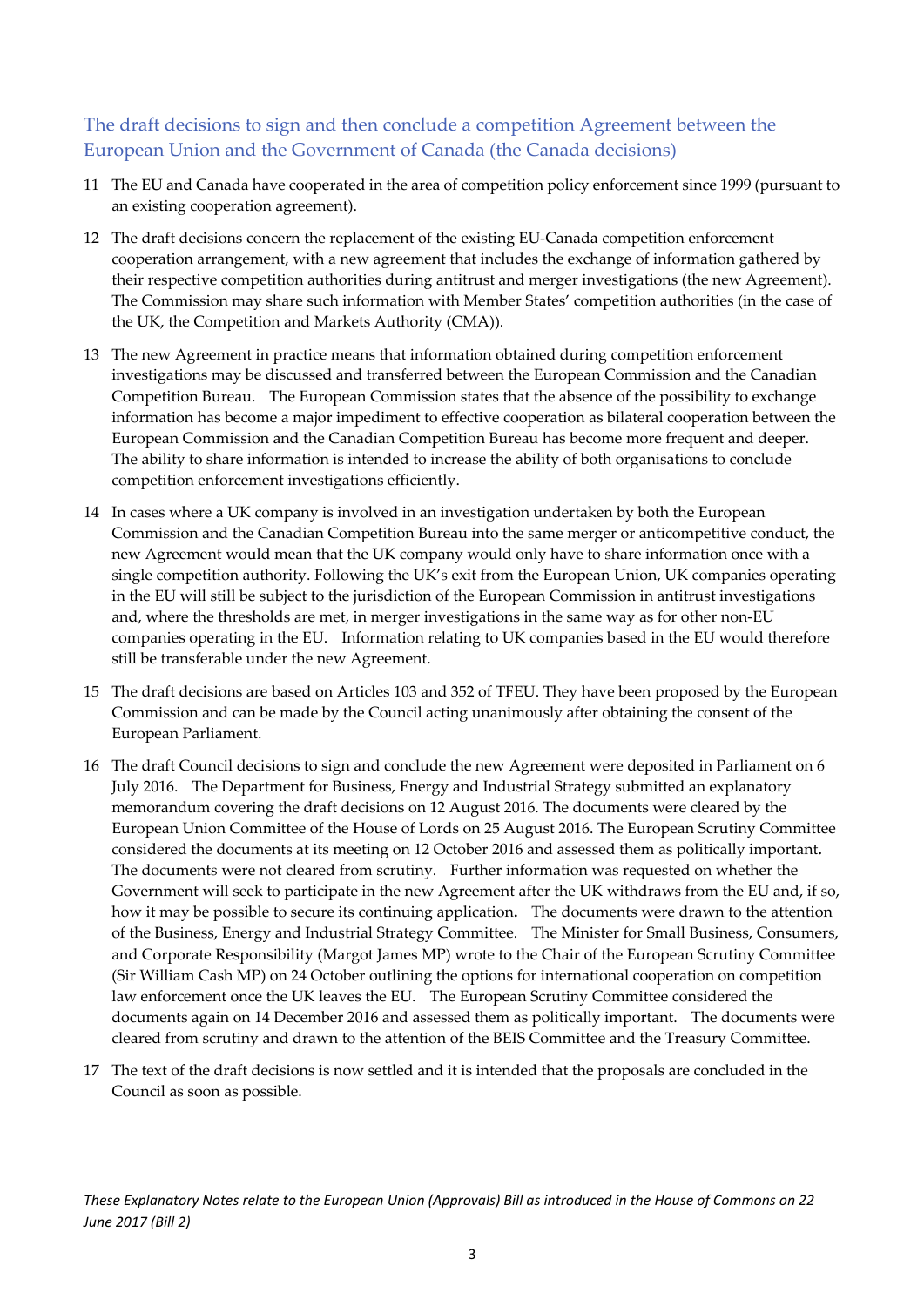## The draft decisions to sign and then conclude a competition Agreement between the European Union and the Government of Canada (the Canada decisions)

11 The EU and Canada have cooperated in the area of competition policy enforcement since 1999 (pursuant to an existing cooperation agreement).

12 The draft decisions concern the replacement of the existing EU-Canada competition enforcement cooperation arrangement, with a new agreement that includes the exchange of information gathered by their respective competition authorities during antitrust and merger investigations (the new Agreement). The Commission may share such information with Member States' competition authorities (in the case of the UK, the Competition and Markets Authority (CMA)).

13 The new Agreement in practice means that information obtained during competition enforcement investigations may be discussed and transferred between the European Commission and the Canadian Competition Bureau. The European Commission states that the absence of the possibility to exchange information has become a major impediment to effective cooperation as bilateral cooperation between the European Commission and the Canadian Competition Bureau has become more frequent and deeper. The ability to share information is intended to increase the ability of both organisations to conclude competition enforcement investigations efficiently.

14 In cases where a UK company is involved in an investigation undertaken by both the European Commission and the Canadian Competition Bureau into the same merger or anticompetitive conduct, the new Agreement would mean that the UK company would only have to share information once with a single competition authority. Following the UK's exit from the European Union, UK companies operating in the EU will still be subject to the jurisdiction of the European Commission in antitrust investigations and, where the thresholds are met, in merger investigations in the same way as for other non-EU companies operating in the EU. Information relating to UK companies based in the EU would therefore still be transferable under the new Agreement.

15 The draft decisions are based on Articles 103 and 352 of TFEU. They have been proposed by the European Commission and can be made by the Council acting unanimously after obtaining the consent of the European Parliament.

16 The draft Council decisions to sign and conclude the new Agreement were deposited in Parliament on 6 July 2016. The Department for Business, Energy and Industrial Strategy submitted an explanatory memorandum covering the draft decisions on 12 August 2016. The documents were cleared by the European Union Committee of the House of Lords on 25 August 2016. The European Scrutiny Committee considered the documents at its meeting on 12 October 2016 and assessed them as politically important**.** The documents were not cleared from scrutiny. Further information was requested on whether the Government will seek to participate in the new Agreement after the UK withdraws from the EU and, if so, how it may be possible to secure its continuing application**.** The documents were drawn to the attention of the Business, Energy and Industrial Strategy Committee. The Minister for Small Business, Consumers, and Corporate Responsibility (Margot James MP) wrote to the Chair of the European Scrutiny Committee (Sir William Cash MP) on 24 October outlining the options for international cooperation on competition law enforcement once the UK leaves the EU. The European Scrutiny Committee considered the documents again on 14 December 2016 and assessed them as politically important. The documents were cleared from scrutiny and drawn to the attention of the BEIS Committee and the Treasury Committee.

17 The text of the draft decisions is now settled and it is intended that the proposals are concluded in the Council as soon as possible.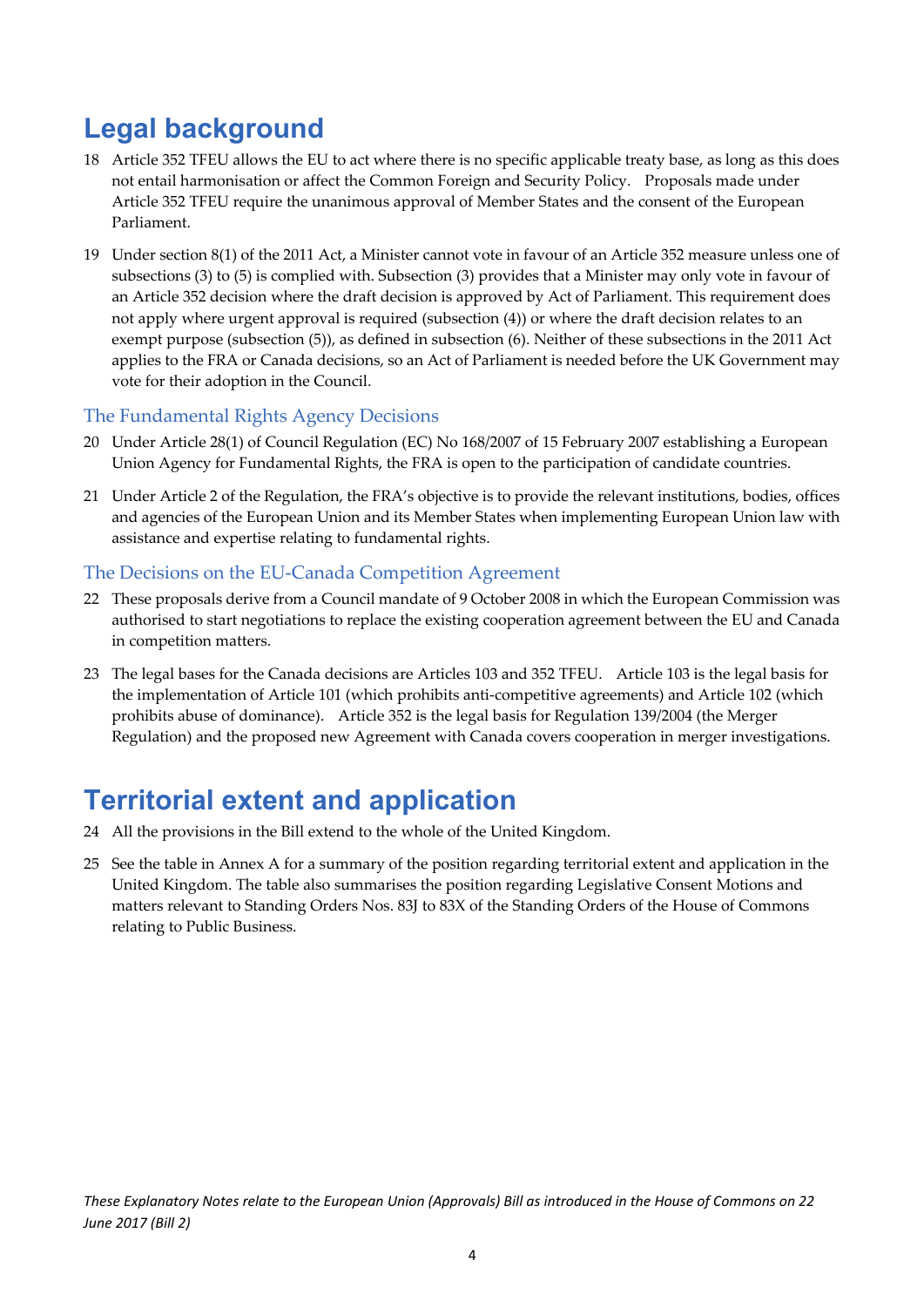# Legal background

18 Article 352 TFEU allows the EU to act where there is no specific applicable treaty base, as long as this does not entail harmonisation or affect the Common Foreign and Security Policy. Proposals made under Article 352 TFEU require the unanimous approval of Member States and the consent of the European Parliament.

19 Under section 8(1) of the 2011 Act, a Minister cannot vote in favour of an Article 352 measure unless one of subsections (3) to (5) is complied with. Subsection (3) provides that a Minister may only vote in favour of an Article 352 decision where the draft decision is approved by Act of Parliament. This requirement does not apply where urgent approval is required (subsection (4)) or where the draft decision relates to an exempt purpose (subsection (5)), as defined in subsection (6). Neither of these subsections in the 2011 Act applies to the FRA or Canada decisions, so an Act of Parliament is needed before the UK Government may vote for their adoption in the Council.

## The Fundamental Rights Agency Decisions

20 Under Article 28(1) of Council Regulation (EC) No 168/2007 of 15 February 2007 establishing a European Union Agency for Fundamental Rights, the FRA is open to the participation of candidate countries.

21 Under Article 2 of the Regulation, the FRA's objective is to provide the relevant institutions, bodies, offices and agencies of the European Union and its Member States when implementing European Union law with assistance and expertise relating to fundamental rights.

## The Decisions on the EU-Canada Competition Agreement

22 These proposals derive from a Council mandate of 9 October 2008 in which the European Commission was authorised to start negotiations to replace the existing cooperation agreement between the EU and Canada in competition matters.

23 The legal bases for the Canada decisions are Articles 103 and 352 TFEU. Article 103 is the legal basis for the implementation of Article 101 (which prohibits anti-competitive agreements) and Article 102 (which prohibits abuse of dominance). Article 352 is the legal basis for Regulation 139/2004 (the Merger Regulation) and the proposed new Agreement with Canada covers cooperation in merger investigations.

# Territorial extent and application

24 All the provisions in the Bill extend to the whole of the United Kingdom.

25 See the table in Annex A for a summary of the position regarding territorial extent and application in the United Kingdom. The table also summarises the position regarding Legislative Consent Motions and matters relevant to Standing Orders Nos. 83J to 83X of the Standing Orders of the House of Commons relating to Public Business.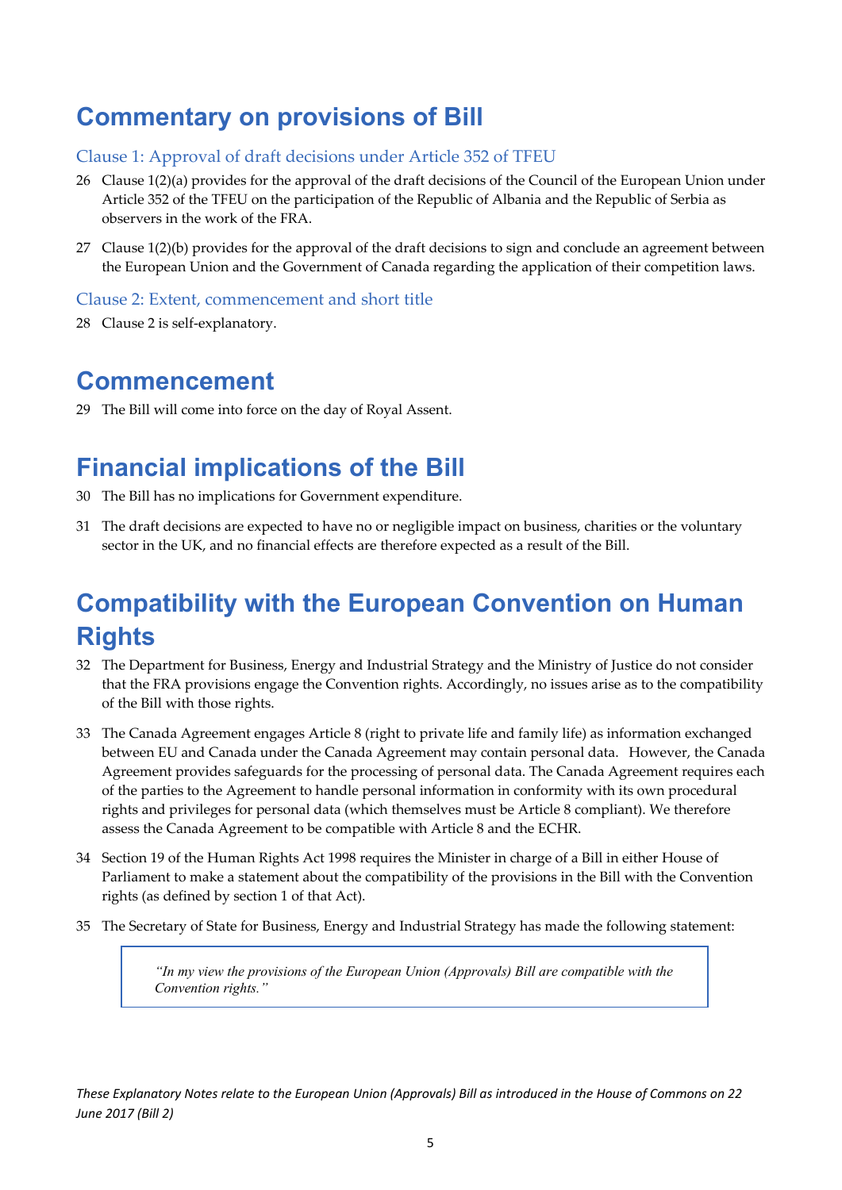# Commentary on provisions of Bill

## Clause 1: Approval of draft decisions under Article 352 of TFEU

26 Clause 1(2)(a) provides for the approval of the draft decisions of the Council of the European Union under Article 352 of the TFEU on the participation of the Republic of Albania and the Republic of Serbia as observers in the work of the FRA.

27 Clause 1(2)(b) provides for the approval of the draft decisions to sign and conclude an agreement between the European Union and the Government of Canada regarding the application of their competition laws.

## Clause 2: Extent, commencement and short title

28 Clause 2 is self-explanatory.

# Commencement

29 The Bill will come into force on the day of Royal Assent.

# Financial implications of the Bill

30 The Bill has no implications for Government expenditure.

31 The draft decisions are expected to have no or negligible impact on business, charities or the voluntary sector in the UK, and no financial effects are therefore expected as a result of the Bill.

# Compatibility with the European Convention on Human Rights

32 The Department for Business, Energy and Industrial Strategy and the Ministry of Justice do not consider that the FRA provisions engage the Convention rights. Accordingly, no issues arise as to the compatibility of the Bill with those rights.

33 The Canada Agreement engages Article 8 (right to private life and family life) as information exchanged between EU and Canada under the Canada Agreement may contain personal data. However, the Canada Agreement provides safeguards for the processing of personal data. The Canada Agreement requires each of the parties to the Agreement to handle personal information in conformity with its own procedural rights and privileges for personal data (which themselves must be Article 8 compliant). We therefore assess the Canada Agreement to be compatible with Article 8 and the ECHR.

34 Section 19 of the Human Rights Act 1998 requires the Minister in charge of a Bill in either House of Parliament to make a statement about the compatibility of the provisions in the Bill with the Convention rights (as defined by section 1 of that Act).

35 The Secretary of State for Business, Energy and Industrial Strategy has made the following statement:

> *"In my view the provisions of the European Union (Approvals) Bill are compatible with the Convention rights."*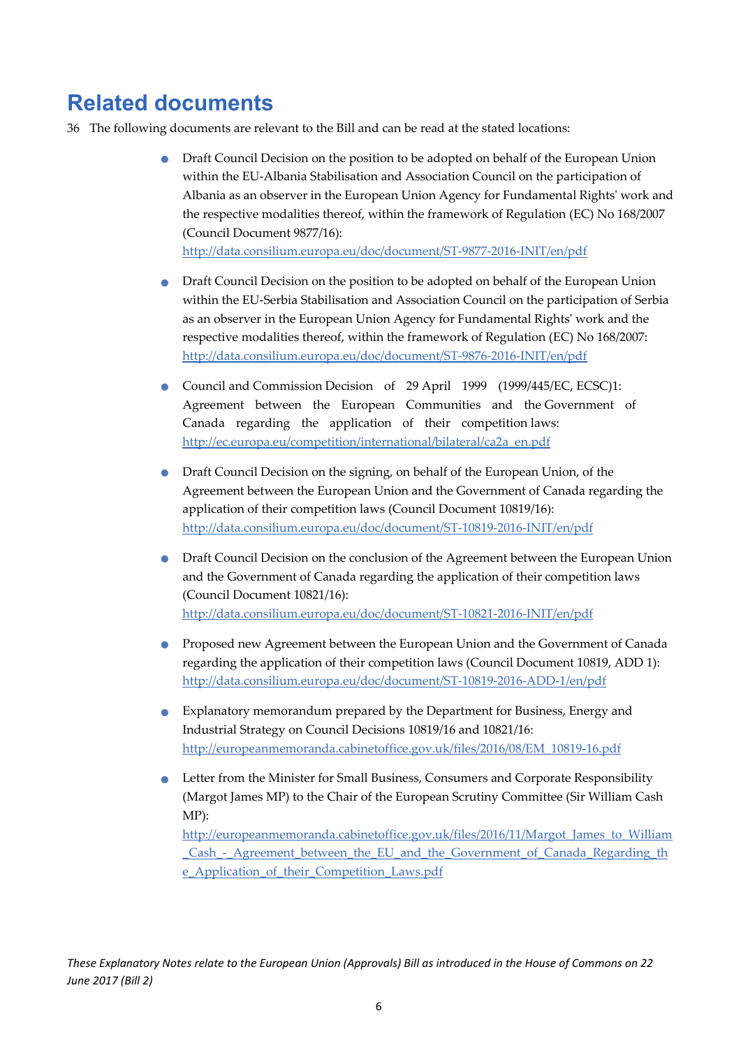## Related documents

36 The following documents are relevant to the Bill and can be read at the stated locations:

- Draft Council Decision on the position to be adopted on behalf of the European Union within the EU-Albania Stabilisation and Association Council on the participation of Albania as an observer in the European Union Agency for Fundamental Rights' work and the respective modalities thereof, within the framework of Regulation (EC) No 168/2007 (Council Document 9877/16):
  http://data.consilium.europa.eu/doc/document/ST-9877-2016-INIT/en/pdf

- Draft Council Decision on the position to be adopted on behalf of the European Union within the EU-Serbia Stabilisation and Association Council on the participation of Serbia as an observer in the European Union Agency for Fundamental Rights' work and the respective modalities thereof, within the framework of Regulation (EC) No 168/2007:
  http://data.consilium.europa.eu/doc/document/ST-9876-2016-INIT/en/pdf

- Council and Commission Decision of 29 April 1999 (1999/445/EC, ECSC)1: Agreement between the European Communities and the Government of Canada regarding the application of their competition laws:
  http://ec.europa.eu/competition/international/bilateral/ca2a_en.pdf

- Draft Council Decision on the signing, on behalf of the European Union, of the Agreement between the European Union and the Government of Canada regarding the application of their competition laws (Council Document 10819/16):
  http://data.consilium.europa.eu/doc/document/ST-10819-2016-INIT/en/pdf

- Draft Council Decision on the conclusion of the Agreement between the European Union and the Government of Canada regarding the application of their competition laws (Council Document 10821/16):
  http://data.consilium.europa.eu/doc/document/ST-10821-2016-INIT/en/pdf

- Proposed new Agreement between the European Union and the Government of Canada regarding the application of their competition laws (Council Document 10819, ADD 1):
  http://data.consilium.europa.eu/doc/document/ST-10819-2016-ADD-1/en/pdf

- Explanatory memorandum prepared by the Department for Business, Energy and Industrial Strategy on Council Decisions 10819/16 and 10821/16:
  http://europeanmemoranda.cabinetoffice.gov.uk/files/2016/08/EM_10819-16.pdf

- Letter from the Minister for Small Business, Consumers and Corporate Responsibility (Margot James MP) to the Chair of the European Scrutiny Committee (Sir William Cash MP):
  http://europeanmemoranda.cabinetoffice.gov.uk/files/2016/11/Margot_James_to_William_Cash_-_Agreement_between_the_EU_and_the_Government_of_Canada_Regarding_the_Application_of_their_Competition_Laws.pdf

*These Explanatory Notes relate to the European Union (Approvals) Bill as introduced in the House of Commons on 22 June 2017 (Bill 2)*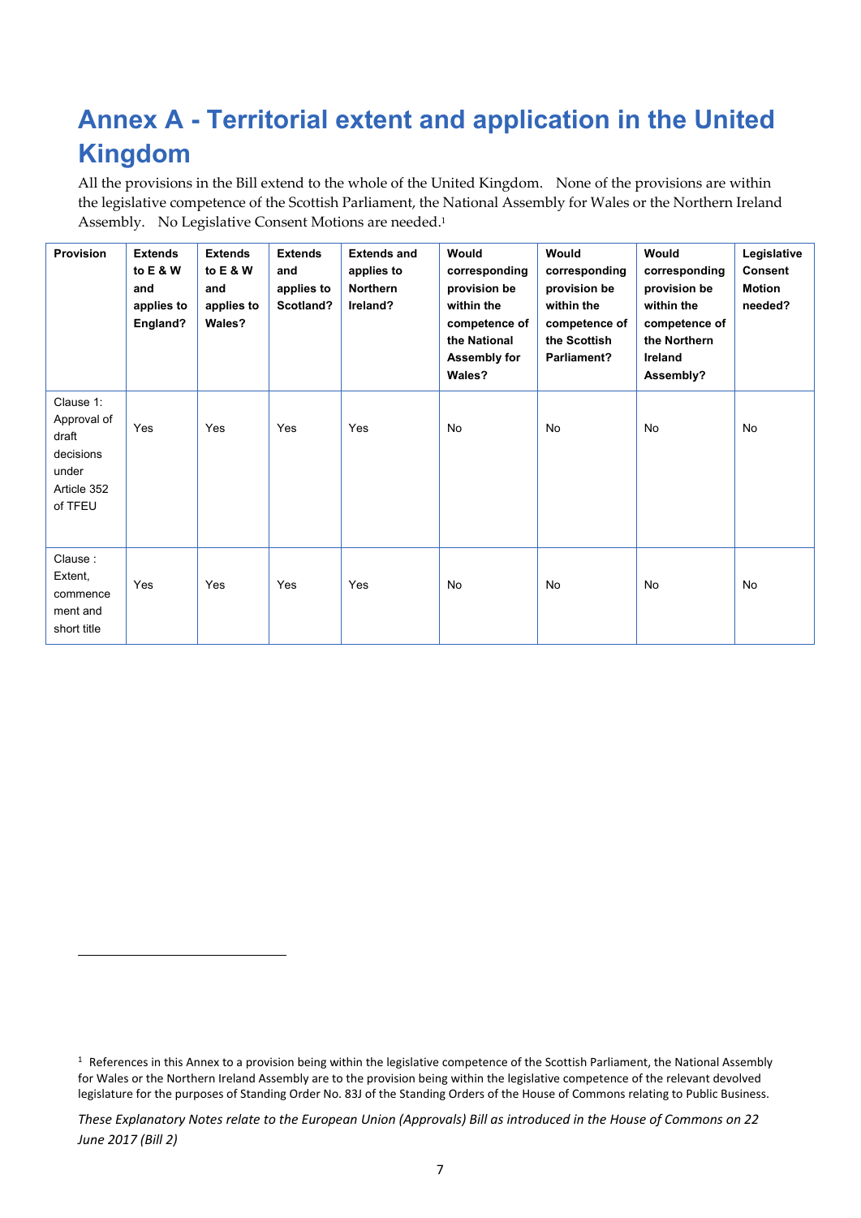# Annex A - Territorial extent and application in the United Kingdom

All the provisions in the Bill extend to the whole of the United Kingdom. None of the provisions are within the legislative competence of the Scottish Parliament, the National Assembly for Wales or the Northern Ireland Assembly. No Legislative Consent Motions are needed.[1]

| Provision | Extends to E & W and applies to England? | Extends to E & W and applies to Wales? | Extends and applies to Scotland? | Extends and applies to Northern Ireland? | Would corresponding provision be within the competence of the National Assembly for Wales? | Would corresponding provision be within the competence of the Scottish Parliament? | Would corresponding provision be within the competence of the Northern Ireland Assembly? | Legislative Consent Motion needed? |
|---|---|---|---|---|---|---|---|---|
| Clause 1: Approval of draft decisions under Article 352 of TFEU | Yes | Yes | Yes | Yes | No | No | No | No |
| Clause : Extent, commence ment and short title | Yes | Yes | Yes | Yes | No | No | No | No |

[1] References in this Annex to a provision being within the legislative competence of the Scottish Parliament, the National Assembly for Wales or the Northern Ireland Assembly are to the provision being within the legislative competence of the relevant devolved legislature for the purposes of Standing Order No. 83J of the Standing Orders of the House of Commons relating to Public Business.

*These Explanatory Notes relate to the European Union (Approvals) Bill as introduced in the House of Commons on 22 June 2017 (Bill 2)*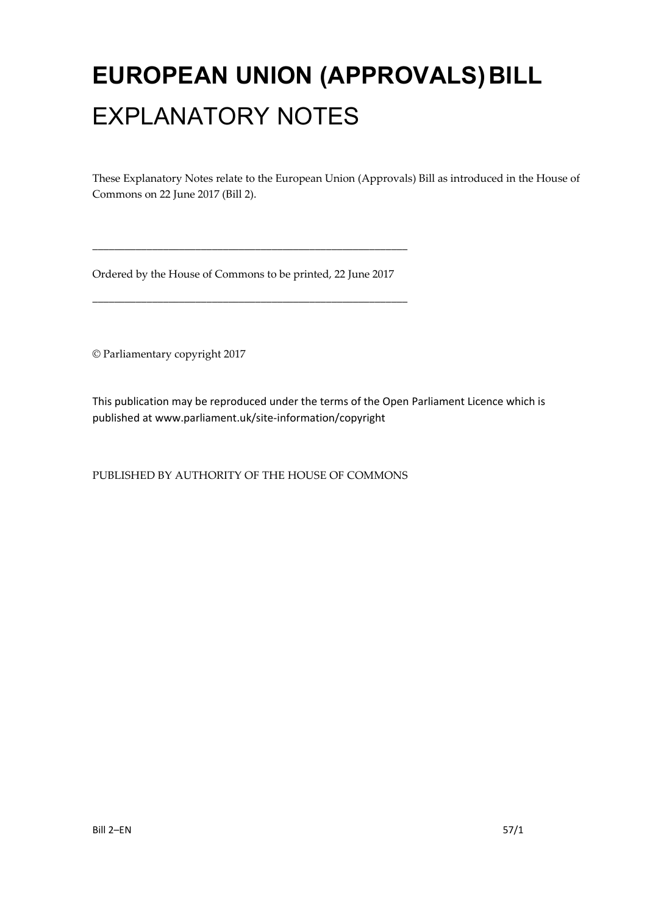# EUROPEAN UNION (APPROVALS) BILL

# EXPLANATORY NOTES

These Explanatory Notes relate to the European Union (Approvals) Bill as introduced in the House of Commons on 22 June 2017 (Bill 2).

---

Ordered by the House of Commons to be printed, 22 June 2017

---

© Parliamentary copyright 2017

This publication may be reproduced under the terms of the Open Parliament Licence which is published at www.parliament.uk/site-information/copyright

PUBLISHED BY AUTHORITY OF THE HOUSE OF COMMONS

Bill 2–EN 57/1